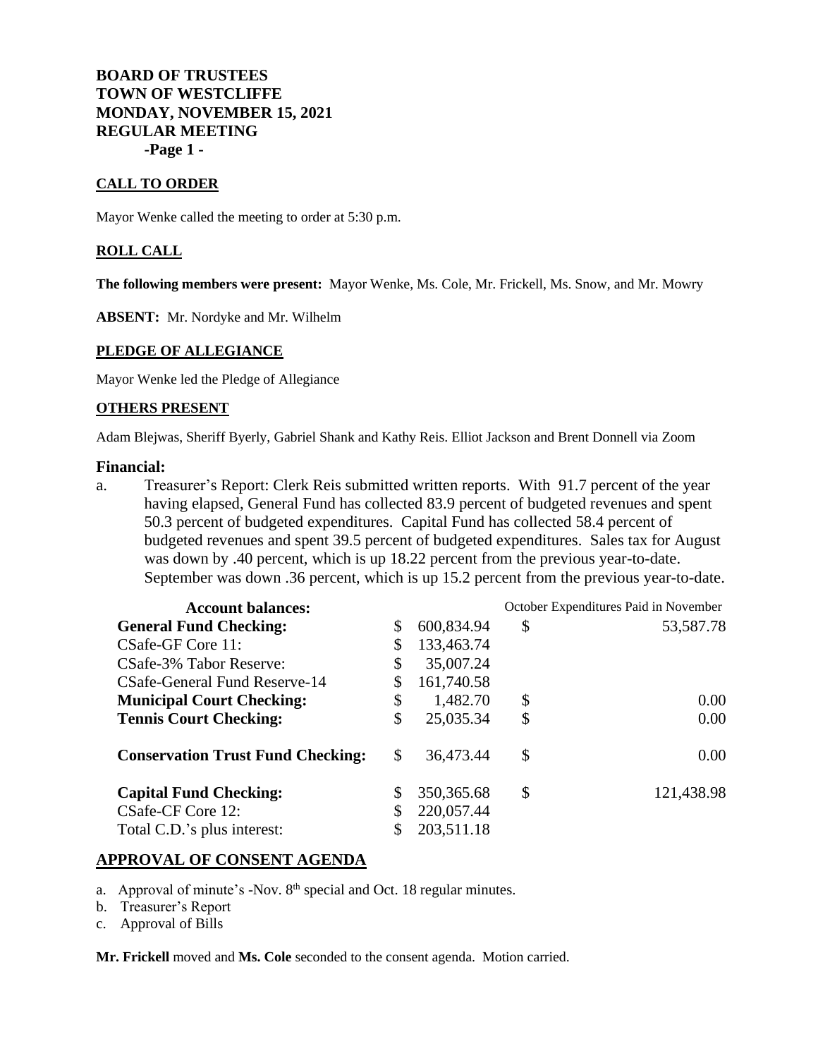# BOARD OF TRUSTEES
# TOWN OF WESTCLIFFE
# MONDAY, NOVEMBER 15, 2021
# REGULAR MEETING
**-Page 1 -**

## CALL TO ORDER

Mayor Wenke called the meeting to order at 5:30 p.m.

## ROLL CALL

**The following members were present:** Mayor Wenke, Ms. Cole, Mr. Frickell, Ms. Snow, and Mr. Mowry

**ABSENT:** Mr. Nordyke and Mr. Wilhelm

## PLEDGE OF ALLEGIANCE

Mayor Wenke led the Pledge of Allegiance

## OTHERS PRESENT

Adam Blejwas, Sheriff Byerly, Gabriel Shank and Kathy Reis. Elliot Jackson and Brent Donnell via Zoom

### Financial:

a. Treasurer's Report: Clerk Reis submitted written reports. With 91.7 percent of the year having elapsed, General Fund has collected 83.9 percent of budgeted revenues and spent 50.3 percent of budgeted expenditures. Capital Fund has collected 58.4 percent of budgeted revenues and spent 39.5 percent of budgeted expenditures. Sales tax for August was down by .40 percent, which is up 18.22 percent from the previous year-to-date. September was down .36 percent, which is up 15.2 percent from the previous year-to-date.

| **Account balances:** | | October Expenditures Paid in November |
|---|---|---|
| **General Fund Checking:** | $ 600,834.94 | $ 53,587.78 |
| CSafe-GF Core 11: | $ 133,463.74 | |
| CSafe-3% Tabor Reserve: | $ 35,007.24 | |
| CSafe-General Fund Reserve-14 | $ 161,740.58 | |
| **Municipal Court Checking:** | $ 1,482.70 | $ 0.00 |
| **Tennis Court Checking:** | $ 25,035.34 | $ 0.00 |
| **Conservation Trust Fund Checking:** | $ 36,473.44 | $ 0.00 |
| **Capital Fund Checking:** | $ 350,365.68 | $ 121,438.98 |
| CSafe-CF Core 12: | $ 220,057.44 | |
| Total C.D.'s plus interest: | $ 203,511.18 | |

## APPROVAL OF CONSENT AGENDA

a. Approval of minute's -Nov. 8th special and Oct. 18 regular minutes.
b. Treasurer's Report
c. Approval of Bills

**Mr. Frickell** moved and **Ms. Cole** seconded to the consent agenda. Motion carried.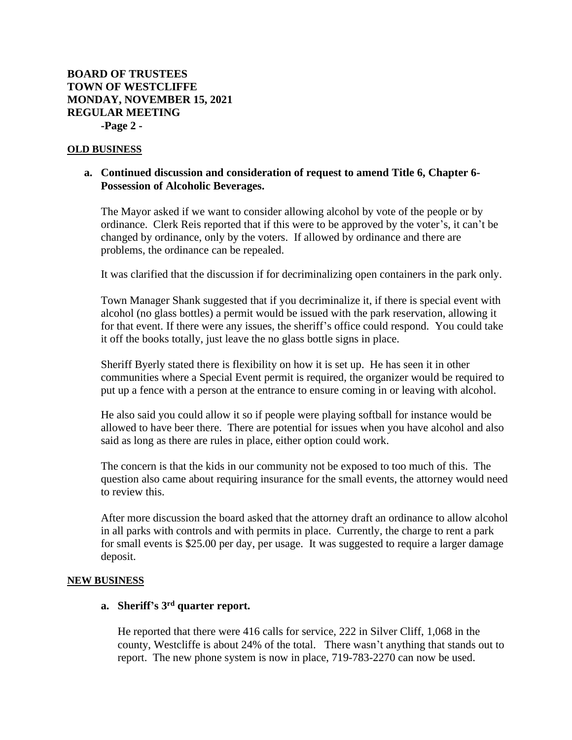**BOARD OF TRUSTEES**
**TOWN OF WESTCLIFFE**
**MONDAY, NOVEMBER 15, 2021**
**REGULAR MEETING**
**-Page 2 -**

**OLD BUSINESS**

**a. Continued discussion and consideration of request to amend Title 6, Chapter 6-Possession of Alcoholic Beverages.**

The Mayor asked if we want to consider allowing alcohol by vote of the people or by ordinance. Clerk Reis reported that if this were to be approved by the voter's, it can't be changed by ordinance, only by the voters. If allowed by ordinance and there are problems, the ordinance can be repealed.

It was clarified that the discussion if for decriminalizing open containers in the park only.

Town Manager Shank suggested that if you decriminalize it, if there is special event with alcohol (no glass bottles) a permit would be issued with the park reservation, allowing it for that event. If there were any issues, the sheriff's office could respond. You could take it off the books totally, just leave the no glass bottle signs in place.

Sheriff Byerly stated there is flexibility on how it is set up. He has seen it in other communities where a Special Event permit is required, the organizer would be required to put up a fence with a person at the entrance to ensure coming in or leaving with alcohol.

He also said you could allow it so if people were playing softball for instance would be allowed to have beer there. There are potential for issues when you have alcohol and also said as long as there are rules in place, either option could work.

The concern is that the kids in our community not be exposed to too much of this. The question also came about requiring insurance for the small events, the attorney would need to review this.

After more discussion the board asked that the attorney draft an ordinance to allow alcohol in all parks with controls and with permits in place. Currently, the charge to rent a park for small events is $25.00 per day, per usage. It was suggested to require a larger damage deposit.

**NEW BUSINESS**

**a. Sheriff's 3rd quarter report.**

He reported that there were 416 calls for service, 222 in Silver Cliff, 1,068 in the county, Westcliffe is about 24% of the total. There wasn't anything that stands out to report. The new phone system is now in place, 719-783-2270 can now be used.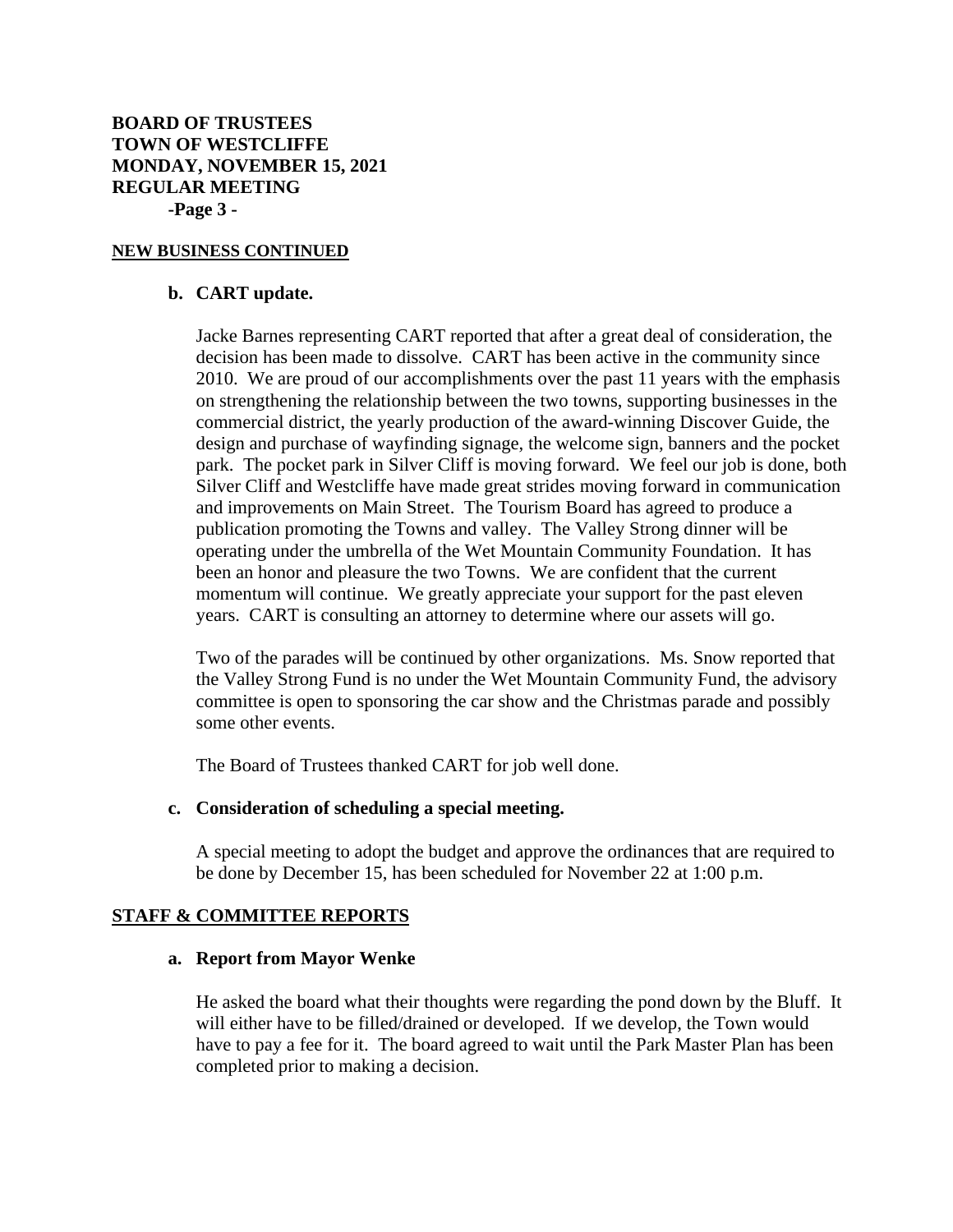**NEW BUSINESS CONTINUED**

**b. CART update.**

Jacke Barnes representing CART reported that after a great deal of consideration, the decision has been made to dissolve. CART has been active in the community since 2010. We are proud of our accomplishments over the past 11 years with the emphasis on strengthening the relationship between the two towns, supporting businesses in the commercial district, the yearly production of the award-winning Discover Guide, the design and purchase of wayfinding signage, the welcome sign, banners and the pocket park. The pocket park in Silver Cliff is moving forward. We feel our job is done, both Silver Cliff and Westcliffe have made great strides moving forward in communication and improvements on Main Street. The Tourism Board has agreed to produce a publication promoting the Towns and valley. The Valley Strong dinner will be operating under the umbrella of the Wet Mountain Community Foundation. It has been an honor and pleasure the two Towns. We are confident that the current momentum will continue. We greatly appreciate your support for the past eleven years. CART is consulting an attorney to determine where our assets will go.

Two of the parades will be continued by other organizations. Ms. Snow reported that the Valley Strong Fund is no under the Wet Mountain Community Fund, the advisory committee is open to sponsoring the car show and the Christmas parade and possibly some other events.

The Board of Trustees thanked CART for job well done.

**c. Consideration of scheduling a special meeting.**

A special meeting to adopt the budget and approve the ordinances that are required to be done by December 15, has been scheduled for November 22 at 1:00 p.m.

**STAFF & COMMITTEE REPORTS**

**a. Report from Mayor Wenke**

He asked the board what their thoughts were regarding the pond down by the Bluff. It will either have to be filled/drained or developed. If we develop, the Town would have to pay a fee for it. The board agreed to wait until the Park Master Plan has been completed prior to making a decision.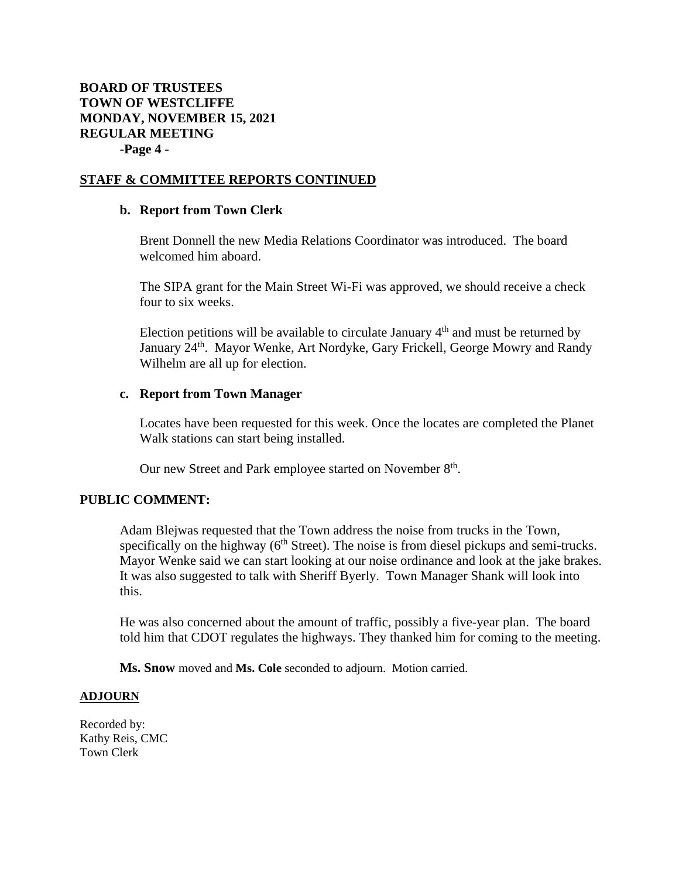**BOARD OF TRUSTEES**
**TOWN OF WESTCLIFFE**
**MONDAY, NOVEMBER 15, 2021**
**REGULAR MEETING**
**-Page 4 -**

## STAFF & COMMITTEE REPORTS CONTINUED

### b. Report from Town Clerk

Brent Donnell the new Media Relations Coordinator was introduced. The board welcomed him aboard.

The SIPA grant for the Main Street Wi-Fi was approved, we should receive a check four to six weeks.

Election petitions will be available to circulate January 4th and must be returned by January 24th. Mayor Wenke, Art Nordyke, Gary Frickell, George Mowry and Randy Wilhelm are all up for election.

### c. Report from Town Manager

Locates have been requested for this week. Once the locates are completed the Planet Walk stations can start being installed.

Our new Street and Park employee started on November 8th.

## PUBLIC COMMENT:

Adam Blejwas requested that the Town address the noise from trucks in the Town, specifically on the highway (6th Street). The noise is from diesel pickups and semi-trucks. Mayor Wenke said we can start looking at our noise ordinance and look at the jake brakes. It was also suggested to talk with Sheriff Byerly. Town Manager Shank will look into this.

He was also concerned about the amount of traffic, possibly a five-year plan. The board told him that CDOT regulates the highways. They thanked him for coming to the meeting.

**Ms. Snow** moved and **Ms. Cole** seconded to adjourn. Motion carried.

## ADJOURN

Recorded by:
Kathy Reis, CMC
Town Clerk